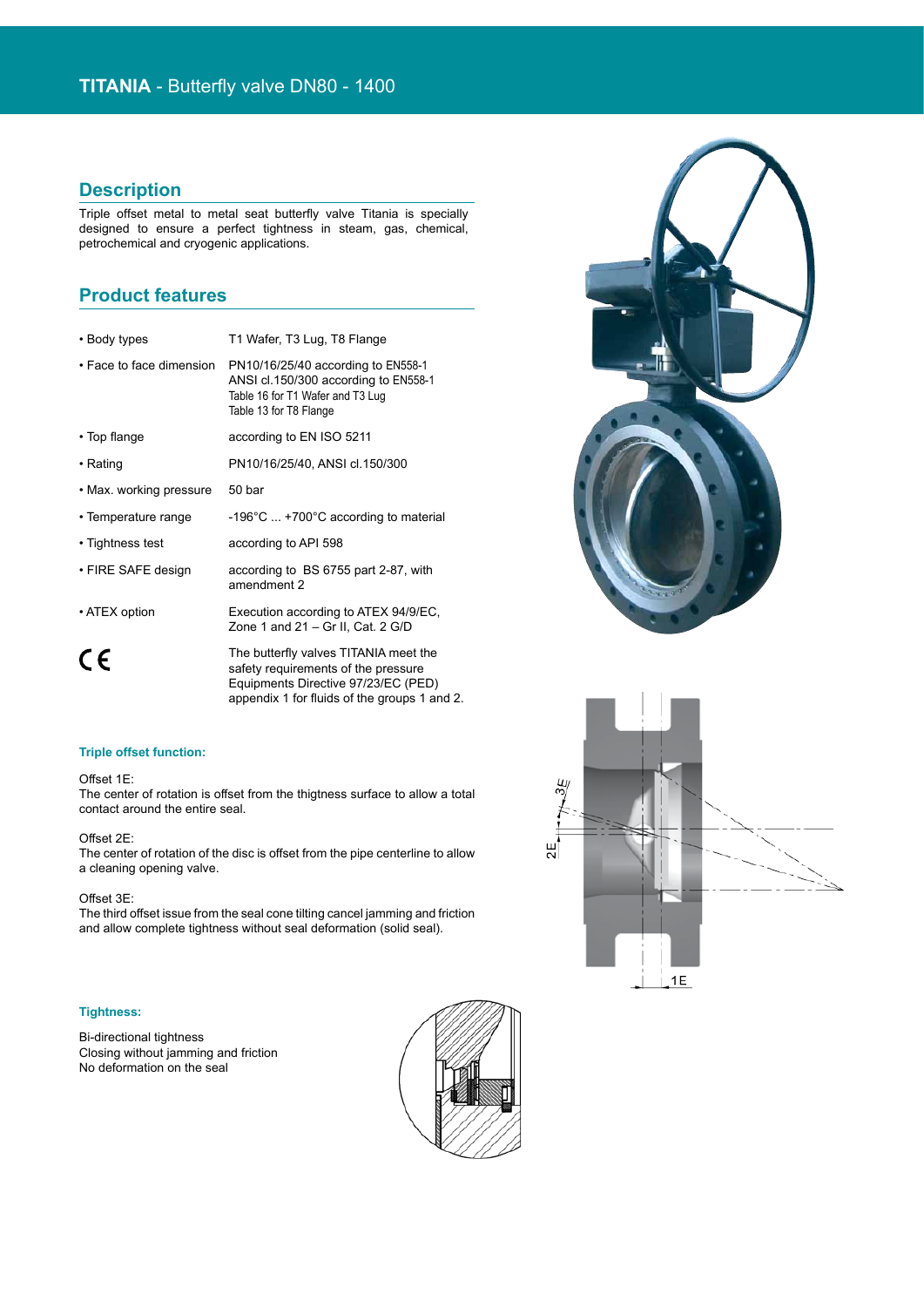# TITANIA - Butterfly valve DN80 - 1400

## Description

Triple offset metal to metal seat butterfly valve Titania is specially designed to ensure a perfect tightness in steam, gas, chemical, petrochemical and cryogenic applications.

## Product features

| | |
|---|---|
| • Body types | T1 Wafer, T3 Lug, T8 Flange |
| • Face to face dimension | PN10/16/25/40 according to EN558-1<br>ANSI cl.150/300 according to EN558-1<br>Table 16 for T1 Wafer and T3 Lug<br>Table 13 for T8 Flange |
| • Top flange | according to EN ISO 5211 |
| • Rating | PN10/16/25/40, ANSI cl.150/300 |
| • Max. working pressure | 50 bar |
| • Temperature range | -196°C ... +700°C according to material |
| • Tightness test | according to API 598 |
| • FIRE SAFE design | according to BS 6755 part 2-87, with amendment 2 |
| • ATEX option | Execution according to ATEX 94/9/EC, Zone 1 and 21 – Gr II, Cat. 2 G/D |
| CE | The butterfly valves TITANIA meet the safety requirements of the pressure Equipments Directive 97/23/EC (PED) appendix 1 for fluids of the groups 1 and 2. |

### Triple offset function:

Offset 1E:
The center of rotation is offset from the thigtness surface to allow a total contact around the entire seal.

Offset 2E:
The center of rotation of the disc is offset from the pipe centerline to allow a cleaning opening valve.

Offset 3E:
The third offset issue from the seal cone tilting cancel jamming and friction and allow complete tightness without seal deformation (solid seal).

3E

2E

1E

### Tightness:

Bi-directional tightness
Closing without jamming and friction
No deformation on the seal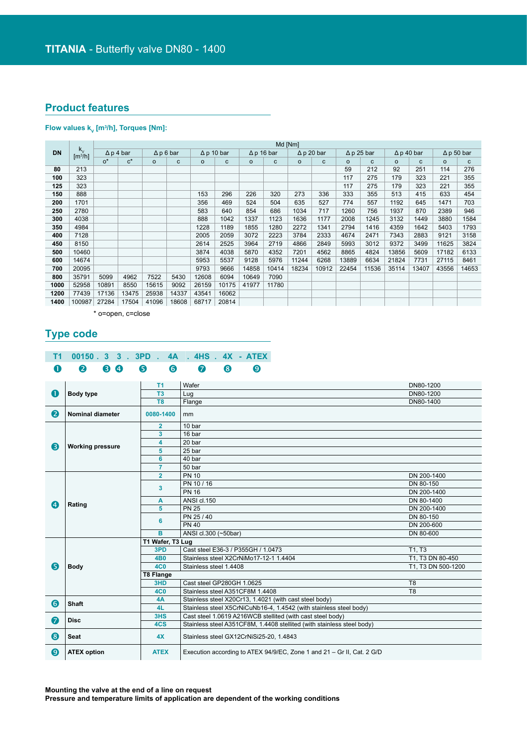# TITANIA - Butterfly valve DN80 - 1400

## Product features

### Flow values $k_v$ [m³/h], Torques [Nm]:

| DN | $k_v$ [m³/h] | Md [Nm] | | | | | | | | | | | | | | | |
|---|---|---|---|---|---|---|---|---|---|---|---|---|---|---|---|---|---|
| | | Δ p 4 bar | | Δ p 6 bar | | Δ p 10 bar | | Δ p 16 bar | | Δ p 20 bar | | Δ p 25 bar | | Δ p 40 bar | | Δ p 50 bar | |
| | | o* | c* | o | c | o | c | o | c | o | c | o | c | o | c | o | c |
| **80** | 213 | | | | | | | | | | | 59 | 212 | 92 | 251 | 114 | 276 |
| **100** | 323 | | | | | | | | | | | 117 | 275 | 179 | 323 | 221 | 355 |
| **125** | 323 | | | | | | | | | | | 117 | 275 | 179 | 323 | 221 | 355 |
| **150** | 888 | | | | | 153 | 296 | 226 | 320 | 273 | 336 | 333 | 355 | 513 | 415 | 633 | 454 |
| **200** | 1701 | | | | | 356 | 469 | 524 | 504 | 635 | 527 | 774 | 557 | 1192 | 645 | 1471 | 703 |
| **250** | 2780 | | | | | 583 | 640 | 854 | 686 | 1034 | 717 | 1260 | 756 | 1937 | 870 | 2389 | 946 |
| **300** | 4038 | | | | | 888 | 1042 | 1337 | 1123 | 1636 | 1177 | 2008 | 1245 | 3132 | 1449 | 3880 | 1584 |
| **350** | 4984 | | | | | 1228 | 1189 | 1855 | 1280 | 2272 | 1341 | 2794 | 1416 | 4359 | 1642 | 5403 | 1793 |
| **400** | 7128 | | | | | 2005 | 2059 | 3072 | 2223 | 3784 | 2333 | 4674 | 2471 | 7343 | 2883 | 9121 | 3158 |
| **450** | 8150 | | | | | 2614 | 2525 | 3964 | 2719 | 4866 | 2849 | 5993 | 3012 | 9372 | 3499 | 11625 | 3824 |
| **500** | 10460 | | | | | 3874 | 4038 | 5870 | 4352 | 7201 | 4562 | 8865 | 4824 | 13856 | 5609 | 17182 | 6133 |
| **600** | 14674 | | | | | 5953 | 5537 | 9128 | 5976 | 11244 | 6268 | 13889 | 6634 | 21824 | 7731 | 27115 | 8461 |
| **700** | 20095 | | | | | 9793 | 9666 | 14858 | 10414 | 18234 | 10912 | 22454 | 11536 | 35114 | 13407 | 43556 | 14653 |
| **800** | 35791 | 5099 | 4962 | 7522 | 5430 | 12608 | 6094 | 10649 | 7090 | | | | | | | | |
| **1000** | 52958 | 10891 | 8550 | 15615 | 9092 | 26159 | 10175 | 41977 | 11780 | | | | | | | | |
| **1200** | 77439 | 17136 | 13475 | 25938 | 14337 | 43541 | 16062 | | | | | | | | | | |
| **1400** | 100987 | 27284 | 17504 | 41096 | 18608 | 68717 | 20814 | | | | | | | | | | |

\* o=open, c=close

## Type code

**T1 00150 . 3 3 . 3PD . 4A . 4HS . 4X - ATEX**

❶ T1 ❷ 00150 ❸ 3 ❹ 3 ❺ 3PD ❻ 4A ❼ 4HS ❽ 4X ❾ ATEX

| | | Code | Description | |
|---|---|---|---|---|
| ❶ | **Body type** | T1 | Wafer | DN80-1200 |
| | | T3 | Lug | DN80-1200 |
| | | T8 | Flange | DN80-1400 |
| ❷ | **Nominal diameter** | 0080-1400 | mm | |
| ❸ | **Working pressure** | 2 | 10 bar | |
| | | 3 | 16 bar | |
| | | 4 | 20 bar | |
| | | 5 | 25 bar | |
| | | 6 | 40 bar | |
| | | 7 | 50 bar | |
| ❹ | **Rating** | 2 | PN 10 | DN 200-1400 |
| | | 3 | PN 10 / 16 | DN 80-150 |
| | | | PN 16 | DN 200-1400 |
| | | A | ANSI cl.150 | DN 80-1400 |
| | | 5 | PN 25 | DN 200-1400 |
| | | 6 | PN 25 / 40 | DN 80-150 |
| | | | PN 40 | DN 200-600 |
| | | B | ANSI cl.300 (~50bar) | DN 80-600 |
| ❺ | **Body** | **T1 Wafer, T3 Lug** | | |
| | | 3PD | Cast steel E36-3 / P355GH / 1.0473 | T1, T3 |
| | | 4B0 | Stainless steel X2CrNiMo17-12-1 1.4404 | T1, T3 DN 80-450 |
| | | 4C0 | Stainless steel 1.4408 | T1, T3 DN 500-1200 |
| | | **T8 Flange** | | |
| | | 3HD | Cast steel GP280GH 1.0625 | T8 |
| | | 4C0 | Stainless steel A351CF8M 1.4408 | T8 |
| ❻ | **Shaft** | 4A | Stainless steel X20Cr13, 1.4021 (with cast steel body) | |
| | | 4L | Stainless steel X5CrNiCuNb16-4, 1.4542 (with stainless steel body) | |
| ❼ | **Disc** | 3HS | Cast steel 1.0619 A216WCB stellited (with cast steel body) | |
| | | 4CS | Stainless steel A351CF8M, 1.4408 stellited (with stainless steel body) | |
| ❽ | **Seat** | 4X | Stainless steel GX12CrNiSi25-20, 1.4843 | |
| ❾ | **ATEX option** | ATEX | Execution according to ATEX 94/9/EC, Zone 1 and 21 – Gr II, Cat. 2 G/D | |

**Mounting the valve at the end of a line on request**
**Pressure and temperature limits of application are dependent of the working conditions**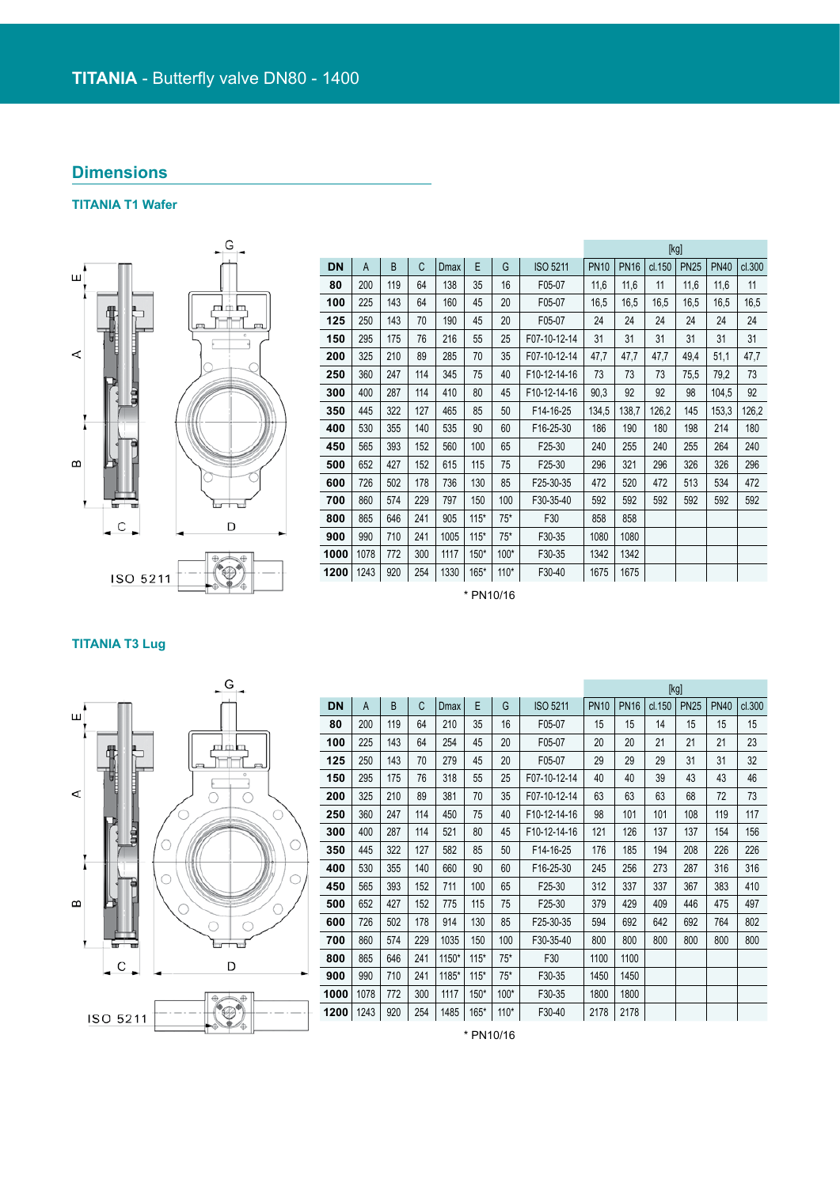# TITANIA - Butterfly valve DN80 - 1400

## Dimensions

### TITANIA T1 Wafer

| DN | A | B | C | Dmax | E | G | ISO 5211 | [kg] PN10 | PN16 | cl.150 | PN25 | PN40 | cl.300 |
|---|---|---|---|---|---|---|---|---|---|---|---|---|---|
| 80 | 200 | 119 | 64 | 138 | 35 | 16 | F05-07 | 11,6 | 11,6 | 11 | 11,6 | 11,6 | 11 |
| 100 | 225 | 143 | 64 | 160 | 45 | 20 | F05-07 | 16,5 | 16,5 | 16,5 | 16,5 | 16,5 | 16,5 |
| 125 | 250 | 143 | 70 | 190 | 45 | 20 | F05-07 | 24 | 24 | 24 | 24 | 24 | 24 |
| 150 | 295 | 175 | 76 | 216 | 55 | 25 | F07-10-12-14 | 31 | 31 | 31 | 31 | 31 | 31 |
| 200 | 325 | 210 | 89 | 285 | 70 | 35 | F07-10-12-14 | 47,7 | 47,7 | 47,7 | 49,4 | 51,1 | 47,7 |
| 250 | 360 | 247 | 114 | 345 | 75 | 40 | F10-12-14-16 | 73 | 73 | 73 | 75,5 | 79,2 | 73 |
| 300 | 400 | 287 | 114 | 410 | 80 | 45 | F10-12-14-16 | 90,3 | 92 | 92 | 98 | 104,5 | 92 |
| 350 | 445 | 322 | 127 | 465 | 85 | 50 | F14-16-25 | 134,5 | 138,7 | 126,2 | 145 | 153,3 | 126,2 |
| 400 | 530 | 355 | 140 | 535 | 90 | 60 | F16-25-30 | 186 | 190 | 180 | 198 | 214 | 180 |
| 450 | 565 | 393 | 152 | 560 | 100 | 65 | F25-30 | 240 | 255 | 240 | 255 | 264 | 240 |
| 500 | 652 | 427 | 152 | 615 | 115 | 75 | F25-30 | 296 | 321 | 296 | 326 | 326 | 296 |
| 600 | 726 | 502 | 178 | 736 | 130 | 85 | F25-30-35 | 472 | 520 | 472 | 513 | 534 | 472 |
| 700 | 860 | 574 | 229 | 797 | 150 | 100 | F30-35-40 | 592 | 592 | 592 | 592 | 592 | 592 |
| 800 | 865 | 646 | 241 | 905 | 115* | 75* | F30 | 858 | 858 | | | | |
| 900 | 990 | 710 | 241 | 1005 | 115* | 75* | F30-35 | 1080 | 1080 | | | | |
| 1000 | 1078 | 772 | 300 | 1117 | 150* | 100* | F30-35 | 1342 | 1342 | | | | |
| 1200 | 1243 | 920 | 254 | 1330 | 165* | 110* | F30-40 | 1675 | 1675 | | | | |

* PN10/16

### TITANIA T3 Lug

| DN | A | B | C | Dmax | E | G | ISO 5211 | [kg] PN10 | PN16 | cl.150 | PN25 | PN40 | cl.300 |
|---|---|---|---|---|---|---|---|---|---|---|---|---|---|
| 80 | 200 | 119 | 64 | 210 | 35 | 16 | F05-07 | 15 | 15 | 14 | 15 | 15 | 15 |
| 100 | 225 | 143 | 64 | 254 | 45 | 20 | F05-07 | 20 | 20 | 21 | 21 | 21 | 23 |
| 125 | 250 | 143 | 70 | 279 | 45 | 20 | F05-07 | 29 | 29 | 29 | 31 | 31 | 32 |
| 150 | 295 | 175 | 76 | 318 | 55 | 25 | F07-10-12-14 | 40 | 40 | 39 | 43 | 43 | 46 |
| 200 | 325 | 210 | 89 | 381 | 70 | 35 | F07-10-12-14 | 63 | 63 | 63 | 68 | 72 | 73 |
| 250 | 360 | 247 | 114 | 450 | 75 | 40 | F10-12-14-16 | 98 | 101 | 101 | 108 | 119 | 117 |
| 300 | 400 | 287 | 114 | 521 | 80 | 45 | F10-12-14-16 | 121 | 126 | 137 | 137 | 154 | 156 |
| 350 | 445 | 322 | 127 | 582 | 85 | 50 | F14-16-25 | 176 | 185 | 194 | 208 | 226 | 226 |
| 400 | 530 | 355 | 140 | 660 | 90 | 60 | F16-25-30 | 245 | 256 | 273 | 287 | 316 | 316 |
| 450 | 565 | 393 | 152 | 711 | 100 | 65 | F25-30 | 312 | 337 | 337 | 367 | 383 | 410 |
| 500 | 652 | 427 | 152 | 775 | 115 | 75 | F25-30 | 379 | 429 | 409 | 446 | 475 | 497 |
| 600 | 726 | 502 | 178 | 914 | 130 | 85 | F25-30-35 | 594 | 692 | 642 | 692 | 764 | 802 |
| 700 | 860 | 574 | 229 | 1035 | 150 | 100 | F30-35-40 | 800 | 800 | 800 | 800 | 800 | 800 |
| 800 | 865 | 646 | 241 | 1150* | 115* | 75* | F30 | 1100 | 1100 | | | | |
| 900 | 990 | 710 | 241 | 1185* | 115* | 75* | F30-35 | 1450 | 1450 | | | | |
| 1000 | 1078 | 772 | 300 | 1117 | 150* | 100* | F30-35 | 1800 | 1800 | | | | |
| 1200 | 1243 | 920 | 254 | 1485 | 165* | 110* | F30-40 | 2178 | 2178 | | | | |

* PN10/16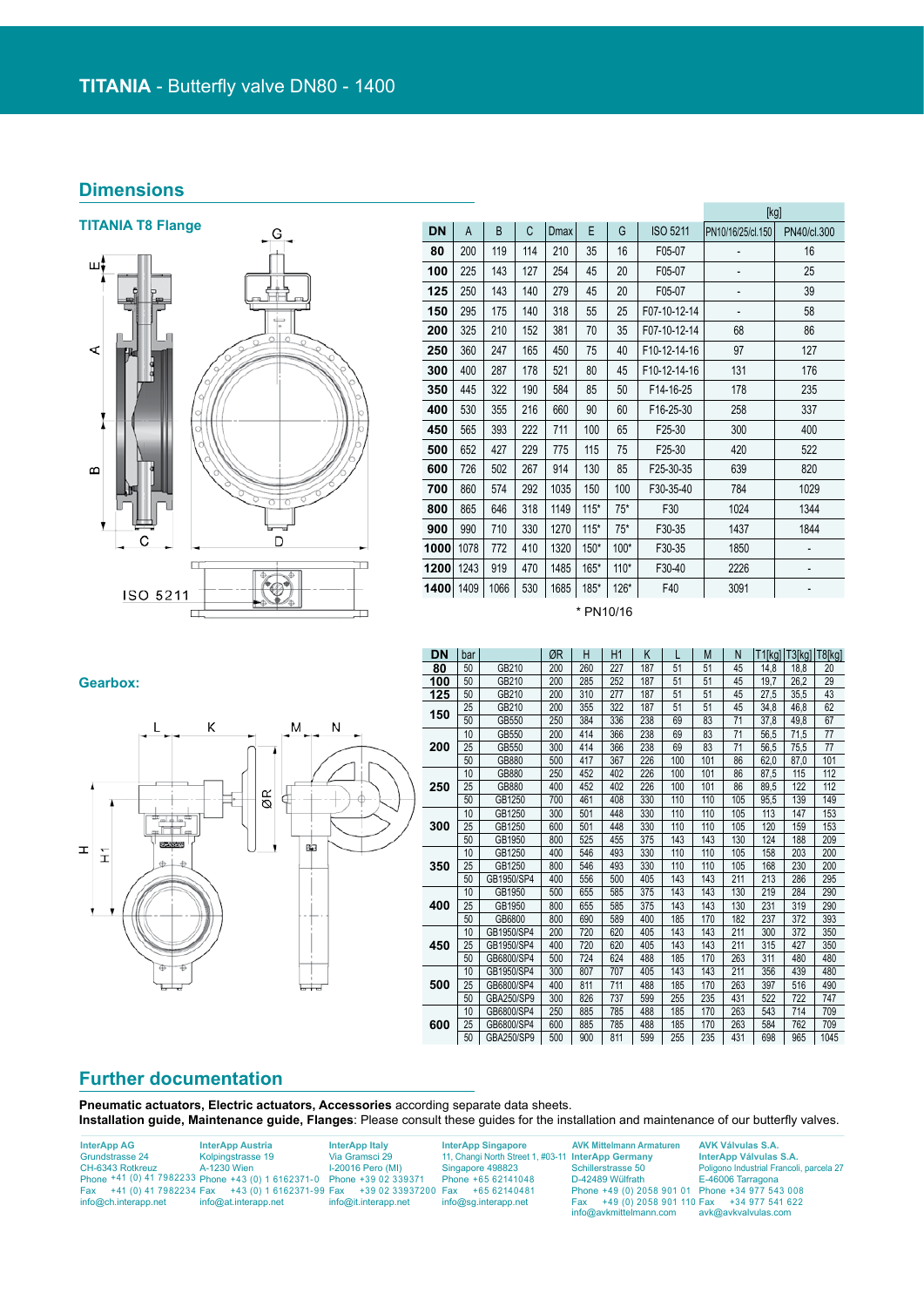# TITANIA - Butterfly valve DN80 - 1400

## Dimensions

### TITANIA T8 Flange

G

E

A

B

C

D

ISO 5211

| DN | A | B | C | Dmax | E | G | ISO 5211 | [kg] PN10/16/25/cl.150 | PN40/cl.300 |
|---|---|---|---|---|---|---|---|---|---|
| 80 | 200 | 119 | 114 | 210 | 35 | 16 | F05-07 | - | 16 |
| 100 | 225 | 143 | 127 | 254 | 45 | 20 | F05-07 | - | 25 |
| 125 | 250 | 143 | 140 | 279 | 45 | 20 | F05-07 | - | 39 |
| 150 | 295 | 175 | 140 | 318 | 55 | 25 | F07-10-12-14 | - | 58 |
| 200 | 325 | 210 | 152 | 381 | 70 | 35 | F07-10-12-14 | 68 | 86 |
| 250 | 360 | 247 | 165 | 450 | 75 | 40 | F10-12-14-16 | 97 | 127 |
| 300 | 400 | 287 | 178 | 521 | 80 | 45 | F10-12-14-16 | 131 | 176 |
| 350 | 445 | 322 | 190 | 584 | 85 | 50 | F14-16-25 | 178 | 235 |
| 400 | 530 | 355 | 216 | 660 | 90 | 60 | F16-25-30 | 258 | 337 |
| 450 | 565 | 393 | 222 | 711 | 100 | 65 | F25-30 | 300 | 400 |
| 500 | 652 | 427 | 229 | 775 | 115 | 75 | F25-30 | 420 | 522 |
| 600 | 726 | 502 | 267 | 914 | 130 | 85 | F25-30-35 | 639 | 820 |
| 700 | 860 | 574 | 292 | 1035 | 150 | 100 | F30-35-40 | 784 | 1029 |
| 800 | 865 | 646 | 318 | 1149 | 115* | 75* | F30 | 1024 | 1344 |
| 900 | 990 | 710 | 330 | 1270 | 115* | 75* | F30-35 | 1437 | 1844 |
| 1000 | 1078 | 772 | 410 | 1320 | 150* | 100* | F30-35 | 1850 | - |
| 1200 | 1243 | 919 | 470 | 1485 | 165* | 110* | F30-40 | 2226 | - |
| 1400 | 1409 | 1066 | 530 | 1685 | 185* | 126* | F40 | 3091 | - |

\* PN10/16

### Gearbox:

L K M N

ØR

H H1

| DN | bar | | ØR | H | H1 | K | L | M | N | T1[kg] | T3[kg] | T8[kg] |
|---|---|---|---|---|---|---|---|---|---|---|---|---|
| 80 | 50 | GB210 | 200 | 260 | 227 | 187 | 51 | 51 | 45 | 14,8 | 18,8 | 20 |
| 100 | 50 | GB210 | 200 | 285 | 252 | 187 | 51 | 51 | 45 | 19,7 | 26,2 | 29 |
| 125 | 50 | GB210 | 200 | 310 | 277 | 187 | 51 | 51 | 45 | 27,5 | 35,5 | 43 |
| 150 | 25 | GB210 | 200 | 355 | 322 | 187 | 51 | 51 | 45 | 34,8 | 46,8 | 62 |
| | 50 | GB550 | 250 | 384 | 336 | 238 | 69 | 83 | 71 | 37,8 | 49,8 | 67 |
| 200 | 10 | GB550 | 200 | 414 | 366 | 238 | 69 | 83 | 71 | 56,5 | 71,5 | 77 |
| | 25 | GB550 | 300 | 414 | 366 | 238 | 69 | 83 | 71 | 56,5 | 75,5 | 77 |
| | 50 | GB880 | 500 | 417 | 367 | 226 | 100 | 101 | 86 | 62,0 | 87,0 | 101 |
| 250 | 10 | GB880 | 250 | 452 | 402 | 226 | 100 | 101 | 86 | 87,5 | 115 | 112 |
| | 25 | GB880 | 400 | 452 | 402 | 226 | 100 | 101 | 86 | 89,5 | 122 | 112 |
| | 50 | GB1250 | 700 | 461 | 408 | 330 | 110 | 110 | 105 | 95,5 | 139 | 149 |
| 300 | 10 | GB1250 | 300 | 501 | 448 | 330 | 110 | 110 | 105 | 113 | 147 | 153 |
| | 25 | GB1250 | 600 | 501 | 448 | 330 | 110 | 110 | 105 | 120 | 159 | 153 |
| | 50 | GB1950 | 800 | 525 | 455 | 375 | 143 | 143 | 130 | 124 | 188 | 209 |
| 350 | 10 | GB1250 | 400 | 546 | 493 | 330 | 110 | 110 | 105 | 158 | 203 | 200 |
| | 25 | GB1250 | 800 | 546 | 493 | 330 | 110 | 110 | 105 | 168 | 230 | 200 |
| | 50 | GB1950/SP4 | 400 | 556 | 500 | 405 | 143 | 143 | 211 | 213 | 286 | 295 |
| 400 | 10 | GB1950 | 500 | 655 | 585 | 375 | 143 | 143 | 130 | 219 | 284 | 290 |
| | 25 | GB1950 | 800 | 655 | 585 | 375 | 143 | 143 | 130 | 231 | 319 | 290 |
| | 50 | GB6800 | 800 | 690 | 589 | 400 | 185 | 170 | 182 | 237 | 372 | 393 |
| 450 | 10 | GB1950/SP4 | 200 | 720 | 620 | 405 | 143 | 143 | 211 | 300 | 372 | 350 |
| | 25 | GB1950/SP4 | 400 | 720 | 620 | 405 | 143 | 143 | 211 | 315 | 427 | 350 |
| | 50 | GB6800/SP4 | 500 | 724 | 624 | 488 | 185 | 170 | 263 | 311 | 480 | 480 |
| 500 | 10 | GB1950/SP4 | 300 | 807 | 707 | 405 | 143 | 143 | 211 | 356 | 439 | 480 |
| | 25 | GB6800/SP4 | 400 | 811 | 711 | 488 | 185 | 170 | 263 | 397 | 516 | 490 |
| | 50 | GBA250/SP9 | 300 | 826 | 737 | 599 | 255 | 235 | 431 | 522 | 722 | 747 |
| 600 | 10 | GB6800/SP4 | 250 | 885 | 785 | 488 | 185 | 170 | 263 | 543 | 714 | 709 |
| | 25 | GB6800/SP4 | 600 | 885 | 785 | 488 | 185 | 170 | 263 | 584 | 762 | 709 |
| | 50 | GBA250/SP9 | 500 | 900 | 811 | 599 | 255 | 235 | 431 | 698 | 965 | 1045 |

## Further documentation

**Pneumatic actuators, Electric actuators, Accessories** according separate data sheets.
**Installation guide, Maintenance guide, Flanges**: Please consult these guides for the installation and maintenance of our butterfly valves.

**InterApp AG**
Grundstrasse 24
CH-6343 Rotkreuz
Phone +41 (0) 41 7982233
Fax +41 (0) 41 7982234
info@ch.interapp.net

**InterApp Austria**
Kolpingstrasse 19
A-1230 Wien
Phone +43 (0) 1 6162371-0
Fax +43 (0) 1 6162371-99
info@at.interapp.net

**InterApp Italy**
Via Gramsci 29
I-20016 Pero (MI)
Phone +39 02 339371
Fax +39 02 33937200
info@it.interapp.net

**InterApp Singapore**
11, Changi North Street 1, #03-11
Singapore 498823
Phone +65 62141048
Fax +65 62140481
info@sg.interapp.net

**AVK Mittelmann Armaturen**
**InterApp Germany**
Schillerstrasse 50
D-42489 Wülfrath
Phone +49 (0) 2058 901 01
Fax +49 (0) 2058 901 110
info@avkmittelmann.com

**AVK Válvulas S.A.**
**InterApp Válvulas S.A.**
Poligono Industrial Francolí, parcela 27
E-46006 Tarragona
Phone +34 977 543 008
Fax +34 977 541 622
avk@avkvalvulas.com